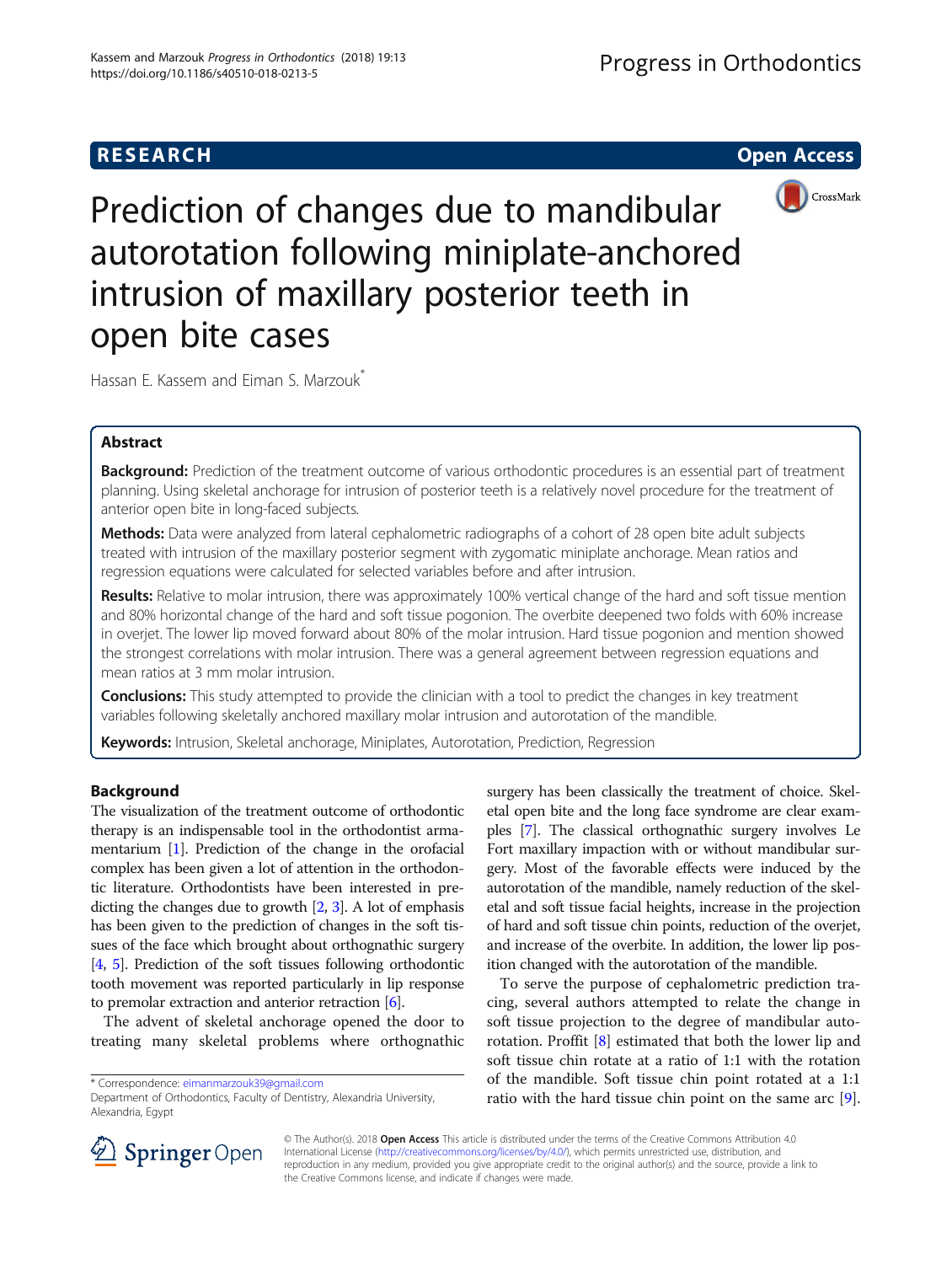**RESEARCH** **Open Access**

# Prediction of changes due to mandibular autorotation following miniplate-anchored intrusion of maxillary posterior teeth in open bite cases

Hassan E. Kassem and Eiman S. Marzouk*

## Abstract

**Background:** Prediction of the treatment outcome of various orthodontic procedures is an essential part of treatment planning. Using skeletal anchorage for intrusion of posterior teeth is a relatively novel procedure for the treatment of anterior open bite in long-faced subjects.

**Methods:** Data were analyzed from lateral cephalometric radiographs of a cohort of 28 open bite adult subjects treated with intrusion of the maxillary posterior segment with zygomatic miniplate anchorage. Mean ratios and regression equations were calculated for selected variables before and after intrusion.

**Results:** Relative to molar intrusion, there was approximately 100% vertical change of the hard and soft tissue mention and 80% horizontal change of the hard and soft tissue pogonion. The overbite deepened two folds with 60% increase in overjet. The lower lip moved forward about 80% of the molar intrusion. Hard tissue pogonion and mention showed the strongest correlations with molar intrusion. There was a general agreement between regression equations and mean ratios at 3 mm molar intrusion.

**Conclusions:** This study attempted to provide the clinician with a tool to predict the changes in key treatment variables following skeletally anchored maxillary molar intrusion and autorotation of the mandible.

**Keywords:** Intrusion, Skeletal anchorage, Miniplates, Autorotation, Prediction, Regression

## Background

The visualization of the treatment outcome of orthodontic therapy is an indispensable tool in the orthodontist armamentarium [1]. Prediction of the change in the orofacial complex has been given a lot of attention in the orthodontic literature. Orthodontists have been interested in predicting the changes due to growth [2, 3]. A lot of emphasis has been given to the prediction of changes in the soft tissues of the face which brought about orthognathic surgery [4, 5]. Prediction of the soft tissues following orthodontic tooth movement was reported particularly in lip response to premolar extraction and anterior retraction [6].

The advent of skeletal anchorage opened the door to treating many skeletal problems where orthognathic surgery has been classically the treatment of choice. Skeletal open bite and the long face syndrome are clear examples [7]. The classical orthognathic surgery involves Le Fort maxillary impaction with or without mandibular surgery. Most of the favorable effects were induced by the autorotation of the mandible, namely reduction of the skeletal and soft tissue facial heights, increase in the projection of hard and soft tissue chin points, reduction of the overjet, and increase of the overbite. In addition, the lower lip position changed with the autorotation of the mandible.

To serve the purpose of cephalometric prediction tracing, several authors attempted to relate the change in soft tissue projection to the degree of mandibular autorotation. Proffit [8] estimated that both the lower lip and soft tissue chin rotate at a ratio of 1:1 with the rotation of the mandible. Soft tissue chin point rotated at a 1:1 ratio with the hard tissue chin point on the same arc [9].

\* Correspondence: eimanmarzouk39@gmail.com
Department of Orthodontics, Faculty of Dentistry, Alexandria University, Alexandria, Egypt

© The Author(s). 2018 **Open Access** This article is distributed under the terms of the Creative Commons Attribution 4.0 International License (http://creativecommons.org/licenses/by/4.0/), which permits unrestricted use, distribution, and reproduction in any medium, provided you give appropriate credit to the original author(s) and the source, provide a link to the Creative Commons license, and indicate if changes were made.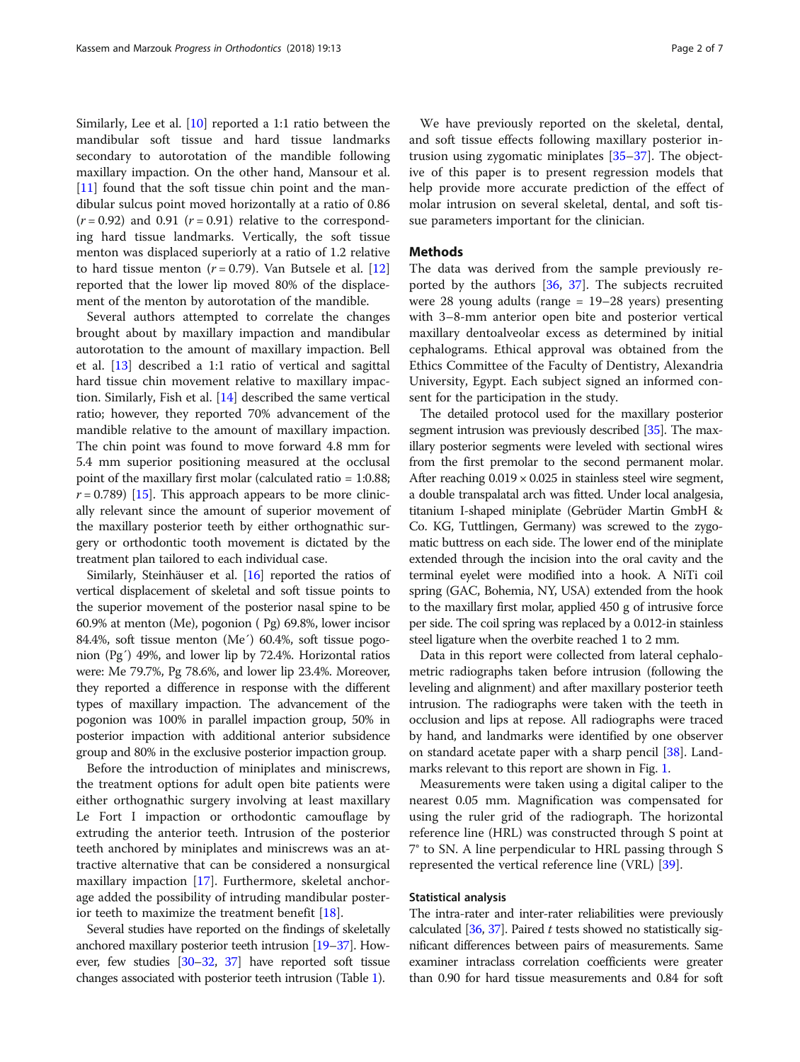Similarly, Lee et al. [10] reported a 1:1 ratio between the mandibular soft tissue and hard tissue landmarks secondary to autorotation of the mandible following maxillary impaction. On the other hand, Mansour et al. [11] found that the soft tissue chin point and the mandibular sulcus point moved horizontally at a ratio of 0.86 ($r = 0.92$) and 0.91 ($r = 0.91$) relative to the corresponding hard tissue landmarks. Vertically, the soft tissue menton was displaced superiorly at a ratio of 1.2 relative to hard tissue menton ($r = 0.79$). Van Butsele et al. [12] reported that the lower lip moved 80% of the displacement of the menton by autorotation of the mandible.

Several authors attempted to correlate the changes brought about by maxillary impaction and mandibular autorotation to the amount of maxillary impaction. Bell et al. [13] described a 1:1 ratio of vertical and sagittal hard tissue chin movement relative to maxillary impaction. Similarly, Fish et al. [14] described the same vertical ratio; however, they reported 70% advancement of the mandible relative to the amount of maxillary impaction. The chin point was found to move forward 4.8 mm for 5.4 mm superior positioning measured at the occlusal point of the maxillary first molar (calculated ratio = 1:0.88; $r = 0.789$) [15]. This approach appears to be more clinically relevant since the amount of superior movement of the maxillary posterior teeth by either orthognathic surgery or orthodontic tooth movement is dictated by the treatment plan tailored to each individual case.

Similarly, Steinhäuser et al. [16] reported the ratios of vertical displacement of skeletal and soft tissue points to the superior movement of the posterior nasal spine to be 60.9% at menton (Me), pogonion ( Pg) 69.8%, lower incisor 84.4%, soft tissue menton (Me´) 60.4%, soft tissue pogonion (Pg´) 49%, and lower lip by 72.4%. Horizontal ratios were: Me 79.7%, Pg 78.6%, and lower lip 23.4%. Moreover, they reported a difference in response with the different types of maxillary impaction. The advancement of the pogonion was 100% in parallel impaction group, 50% in posterior impaction with additional anterior subsidence group and 80% in the exclusive posterior impaction group.

Before the introduction of miniplates and miniscrews, the treatment options for adult open bite patients were either orthognathic surgery involving at least maxillary Le Fort I impaction or orthodontic camouflage by extruding the anterior teeth. Intrusion of the posterior teeth anchored by miniplates and miniscrews was an attractive alternative that can be considered a nonsurgical maxillary impaction [17]. Furthermore, skeletal anchorage added the possibility of intruding mandibular posterior teeth to maximize the treatment benefit [18].

Several studies have reported on the findings of skeletally anchored maxillary posterior teeth intrusion [19–37]. However, few studies [30–32, 37] have reported soft tissue changes associated with posterior teeth intrusion (Table 1).

We have previously reported on the skeletal, dental, and soft tissue effects following maxillary posterior intrusion using zygomatic miniplates [35–37]. The objective of this paper is to present regression models that help provide more accurate prediction of the effect of molar intrusion on several skeletal, dental, and soft tissue parameters important for the clinician.

## Methods

The data was derived from the sample previously reported by the authors [36, 37]. The subjects recruited were 28 young adults (range = 19–28 years) presenting with 3–8-mm anterior open bite and posterior vertical maxillary dentoalveolar excess as determined by initial cephalograms. Ethical approval was obtained from the Ethics Committee of the Faculty of Dentistry, Alexandria University, Egypt. Each subject signed an informed consent for the participation in the study.

The detailed protocol used for the maxillary posterior segment intrusion was previously described [35]. The maxillary posterior segments were leveled with sectional wires from the first premolar to the second permanent molar. After reaching 0.019 × 0.025 in stainless steel wire segment, a double transpalatal arch was fitted. Under local analgesia, titanium I-shaped miniplate (Gebrüder Martin GmbH & Co. KG, Tuttlingen, Germany) was screwed to the zygomatic buttress on each side. The lower end of the miniplate extended through the incision into the oral cavity and the terminal eyelet were modified into a hook. A NiTi coil spring (GAC, Bohemia, NY, USA) extended from the hook to the maxillary first molar, applied 450 g of intrusive force per side. The coil spring was replaced by a 0.012-in stainless steel ligature when the overbite reached 1 to 2 mm.

Data in this report were collected from lateral cephalometric radiographs taken before intrusion (following the leveling and alignment) and after maxillary posterior teeth intrusion. The radiographs were taken with the teeth in occlusion and lips at repose. All radiographs were traced by hand, and landmarks were identified by one observer on standard acetate paper with a sharp pencil [38]. Landmarks relevant to this report are shown in Fig. 1.

Measurements were taken using a digital caliper to the nearest 0.05 mm. Magnification was compensated for using the ruler grid of the radiograph. The horizontal reference line (HRL) was constructed through S point at 7° to SN. A line perpendicular to HRL passing through S represented the vertical reference line (VRL) [39].

### Statistical analysis

The intra-rater and inter-rater reliabilities were previously calculated [36, 37]. Paired $t$ tests showed no statistically significant differences between pairs of measurements. Same examiner intraclass correlation coefficients were greater than 0.90 for hard tissue measurements and 0.84 for soft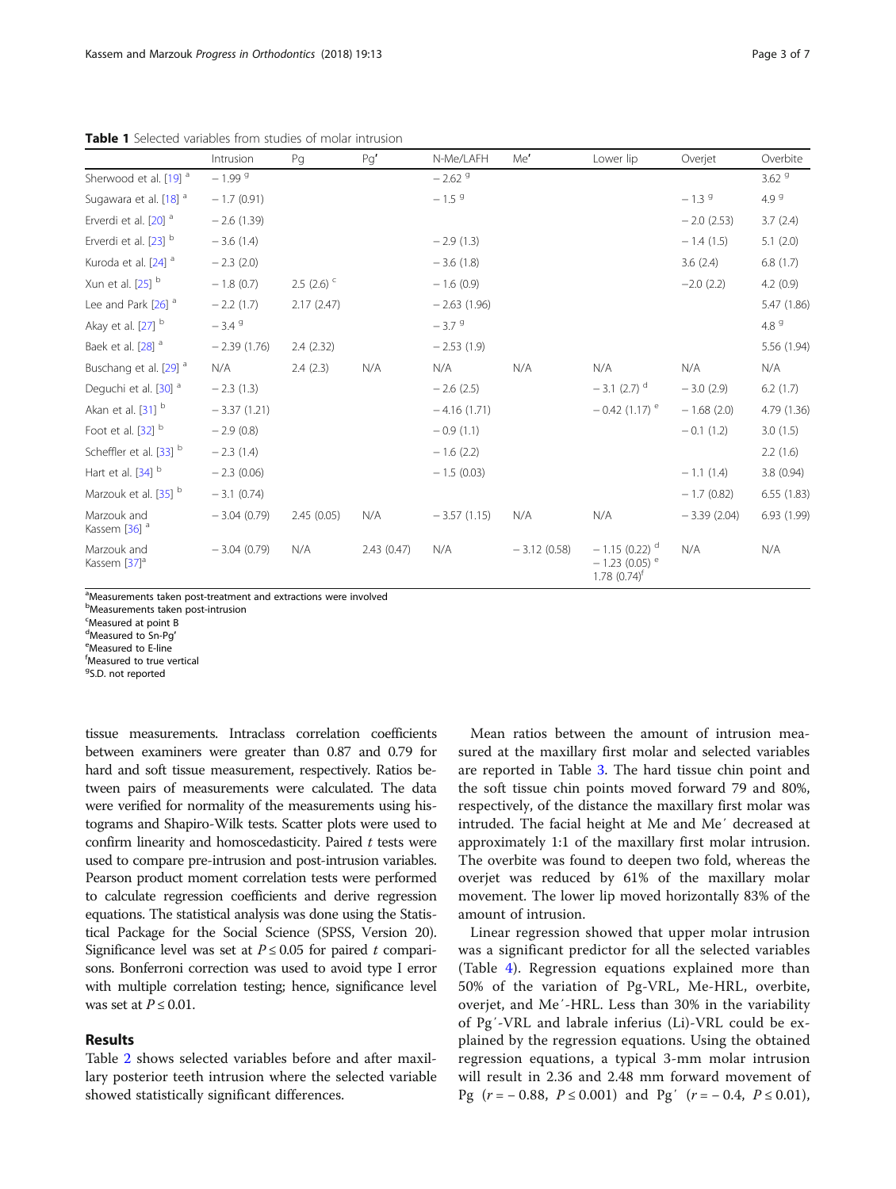**Table 1** Selected variables from studies of molar intrusion

| | Intrusion | Pg | Pg′ | N-Me/LAFH | Me′ | Lower lip | Overjet | Overbite |
|---|---|---|---|---|---|---|---|---|
| Sherwood et al. [19] [a] | − 1.99 [g] | | | − 2.62 [g] | | | | 3.62 [g] |
| Sugawara et al. [18] [a] | − 1.7 (0.91) | | | − 1.5 [g] | | | − 1.3 [g] | 4.9 [g] |
| Erverdi et al. [20] [a] | − 2.6 (1.39) | | | | | | − 2.0 (2.53) | 3.7 (2.4) |
| Erverdi et al. [23] [b] | − 3.6 (1.4) | | | − 2.9 (1.3) | | | − 1.4 (1.5) | 5.1 (2.0) |
| Kuroda et al. [24] [a] | − 2.3 (2.0) | | | − 3.6 (1.8) | | | 3.6 (2.4) | 6.8 (1.7) |
| Xun et al. [25] [b] | − 1.8 (0.7) | 2.5 (2.6) [c] | | − 1.6 (0.9) | | | −2.0 (2.2) | 4.2 (0.9) |
| Lee and Park [26] [a] | − 2.2 (1.7) | 2.17 (2.47) | | − 2.63 (1.96) | | | | 5.47 (1.86) |
| Akay et al. [27] [b] | − 3.4 [g] | | | − 3.7 [g] | | | | 4.8 [g] |
| Baek et al. [28] [a] | − 2.39 (1.76) | 2.4 (2.32) | | − 2.53 (1.9) | | | | 5.56 (1.94) |
| Buschang et al. [29] [a] | N/A | 2.4 (2.3) | N/A | N/A | N/A | N/A | N/A | N/A |
| Deguchi et al. [30] [a] | − 2.3 (1.3) | | | − 2.6 (2.5) | | − 3.1 (2.7) [d] | − 3.0 (2.9) | 6.2 (1.7) |
| Akan et al. [31] [b] | − 3.37 (1.21) | | | − 4.16 (1.71) | | − 0.42 (1.17) [e] | − 1.68 (2.0) | 4.79 (1.36) |
| Foot et al. [32] [b] | − 2.9 (0.8) | | | − 0.9 (1.1) | | | − 0.1 (1.2) | 3.0 (1.5) |
| Scheffler et al. [33] [b] | − 2.3 (1.4) | | | − 1.6 (2.2) | | | | 2.2 (1.6) |
| Hart et al. [34] [b] | − 2.3 (0.06) | | | − 1.5 (0.03) | | | − 1.1 (1.4) | 3.8 (0.94) |
| Marzouk et al. [35] [b] | − 3.1 (0.74) | | | | | | − 1.7 (0.82) | 6.55 (1.83) |
| Marzouk and Kassem [36] [a] | − 3.04 (0.79) | 2.45 (0.05) | N/A | − 3.57 (1.15) | N/A | N/A | − 3.39 (2.04) | 6.93 (1.99) |
| Marzouk and Kassem [37] [a] | − 3.04 (0.79) | N/A | 2.43 (0.47) | N/A | − 3.12 (0.58) | − 1.15 (0.22) [d] − 1.23 (0.05) [e] 1.78 (0.74) [f] | N/A | N/A |

[a]Measurements taken post-treatment and extractions were involved
[b]Measurements taken post-intrusion
[c]Measured at point B
[d]Measured to Sn-Pg′
[e]Measured to E-line
[f]Measured to true vertical
[g]S.D. not reported

tissue measurements. Intraclass correlation coefficients between examiners were greater than 0.87 and 0.79 for hard and soft tissue measurement, respectively. Ratios between pairs of measurements were calculated. The data were verified for normality of the measurements using histograms and Shapiro-Wilk tests. Scatter plots were used to confirm linearity and homoscedasticity. Paired *t* tests were used to compare pre-intrusion and post-intrusion variables. Pearson product moment correlation tests were performed to calculate regression coefficients and derive regression equations. The statistical analysis was done using the Statistical Package for the Social Science (SPSS, Version 20). Significance level was set at $P \leq 0.05$ for paired *t* comparisons. Bonferroni correction was used to avoid type I error with multiple correlation testing; hence, significance level was set at $P \leq 0.01$.

## Results

Table 2 shows selected variables before and after maxillary posterior teeth intrusion where the selected variable showed statistically significant differences.

Mean ratios between the amount of intrusion measured at the maxillary first molar and selected variables are reported in Table 3. The hard tissue chin point and the soft tissue chin points moved forward 79 and 80%, respectively, of the distance the maxillary first molar was intruded. The facial height at Me and Me′ decreased at approximately 1:1 of the maxillary first molar intrusion. The overbite was found to deepen two fold, whereas the overjet was reduced by 61% of the maxillary molar movement. The lower lip moved horizontally 83% of the amount of intrusion.

Linear regression showed that upper molar intrusion was a significant predictor for all the selected variables (Table 4). Regression equations explained more than 50% of the variation of Pg-VRL, Me-HRL, overbite, overjet, and Me′-HRL. Less than 30% in the variability of Pg′-VRL and labrale inferius (Li)-VRL could be explained by the regression equations. Using the obtained regression equations, a typical 3-mm molar intrusion will result in 2.36 and 2.48 mm forward movement of Pg ($r = -0.88$, $P \leq 0.001$) and Pg′ ($r = -0.4$, $P \leq 0.01$),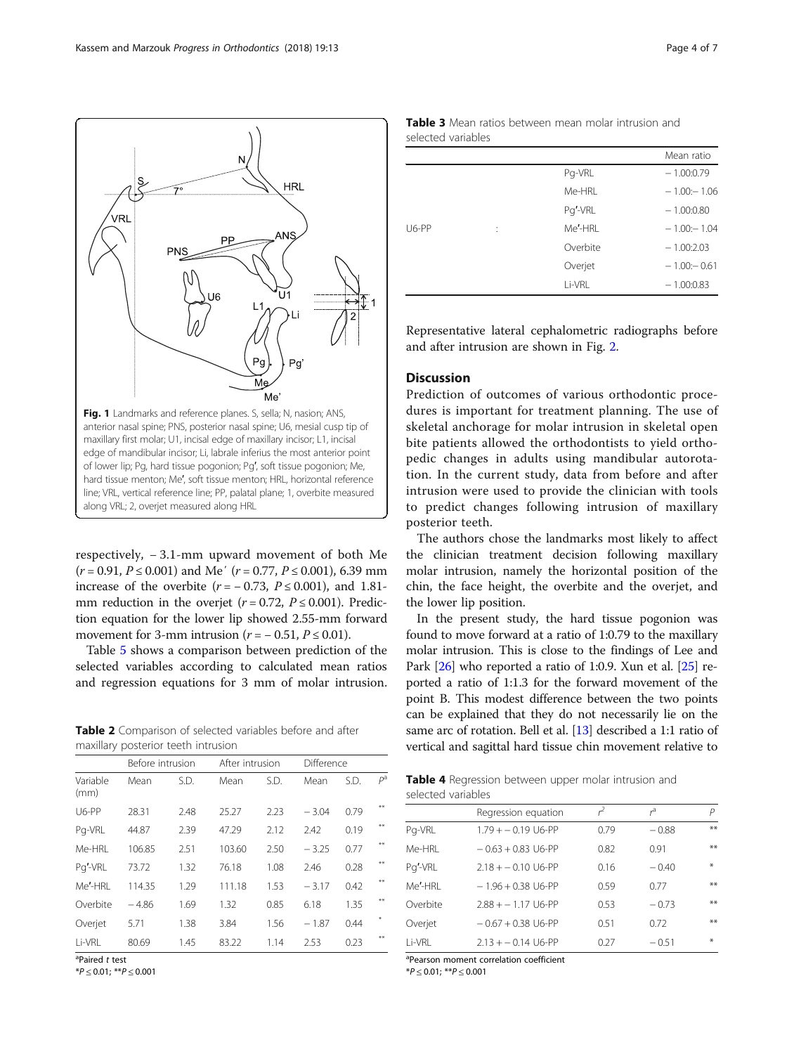Fig. 1 Landmarks and reference planes. S, sella; N, nasion; ANS, anterior nasal spine; PNS, posterior nasal spine; U6, mesial cusp tip of maxillary first molar; U1, incisal edge of maxillary incisor; L1, incisal edge of mandibular incisor; Li, labrale inferius the most anterior point of lower lip; Pg, hard tissue pogonion; Pg′, soft tissue pogonion; Me, hard tissue menton; Me′, soft tissue menton; HRL, horizontal reference line; VRL, vertical reference line; PP, palatal plane; 1, overbite measured along VRL; 2, overjet measured along HRL

respectively, − 3.1-mm upward movement of both Me ($r = 0.91$, $P \leq 0.001$) and Me′ ($r = 0.77$, $P \leq 0.001$), 6.39 mm increase of the overbite ($r = -0.73$, $P \leq 0.001$), and 1.81-mm reduction in the overjet ($r = 0.72$, $P \leq 0.001$). Prediction equation for the lower lip showed 2.55-mm forward movement for 3-mm intrusion ($r = -0.51$, $P \leq 0.01$).

Table 5 shows a comparison between prediction of the selected variables according to calculated mean ratios and regression equations for 3 mm of molar intrusion.

**Table 2** Comparison of selected variables before and after maxillary posterior teeth intrusion

| | Before intrusion | | After intrusion | | Difference | | |
|---|---|---|---|---|---|---|---|
| Variable (mm) | Mean | S.D. | Mean | S.D. | Mean | S.D. | $P^{a}$ |
| U6-PP | 28.31 | 2.48 | 25.27 | 2.23 | − 3.04 | 0.79 | ** |
| Pg-VRL | 44.87 | 2.39 | 47.29 | 2.12 | 2.42 | 0.19 | ** |
| Me-HRL | 106.85 | 2.51 | 103.60 | 2.50 | − 3.25 | 0.77 | ** |
| Pg′-VRL | 73.72 | 1.32 | 76.18 | 1.08 | 2.46 | 0.28 | ** |
| Me′-HRL | 114.35 | 1.29 | 111.18 | 1.53 | − 3.17 | 0.42 | ** |
| Overbite | − 4.86 | 1.69 | 1.32 | 0.85 | 6.18 | 1.35 | ** |
| Overjet | 5.71 | 1.38 | 3.84 | 1.56 | − 1.87 | 0.44 | * |
| Li-VRL | 80.69 | 1.45 | 83.22 | 1.14 | 2.53 | 0.23 | ** |

[a]Paired *t* test
*$P \leq 0.01$; **$P \leq 0.001$

**Table 3** Mean ratios between mean molar intrusion and selected variables

| | | | Mean ratio |
|---|---|---|---|
| U6-PP | : | Pg-VRL | − 1.00:0.79 |
| | | Me-HRL | − 1.00:− 1.06 |
| | | Pg′-VRL | − 1.00:0.80 |
| | | Me′-HRL | − 1.00:− 1.04 |
| | | Overbite | − 1.00:2.03 |
| | | Overjet | − 1.00:− 0.61 |
| | | Li-VRL | − 1.00:0.83 |

Representative lateral cephalometric radiographs before and after intrusion are shown in Fig. 2.

## Discussion

Prediction of outcomes of various orthodontic procedures is important for treatment planning. The use of skeletal anchorage for molar intrusion in skeletal open bite patients allowed the orthodontists to yield orthopedic changes in adults using mandibular autorotation. In the current study, data from before and after intrusion were used to provide the clinician with tools to predict changes following intrusion of maxillary posterior teeth.

The authors chose the landmarks most likely to affect the clinician treatment decision following maxillary molar intrusion, namely the horizontal position of the chin, the face height, the overbite and the overjet, and the lower lip position.

In the present study, the hard tissue pogonion was found to move forward at a ratio of 1:0.79 to the maxillary molar intrusion. This is close to the findings of Lee and Park [26] who reported a ratio of 1:0.9. Xun et al. [25] reported a ratio of 1:1.3 for the forward movement of the point B. This modest difference between the two points can be explained that they do not necessarily lie on the same arc of rotation. Bell et al. [13] described a 1:1 ratio of vertical and sagittal hard tissue chin movement relative to

**Table 4** Regression between upper molar intrusion and selected variables

| | Regression equation | $r^2$ | $r^{a}$ | $P$ |
|---|---|---|---|---|
| Pg-VRL | 1.79 + − 0.19 U6-PP | 0.79 | − 0.88 | ** |
| Me-HRL | − 0.63 + 0.83 U6-PP | 0.82 | 0.91 | ** |
| Pg′-VRL | 2.18 + − 0.10 U6-PP | 0.16 | − 0.40 | * |
| Me′-HRL | − 1.96 + 0.38 U6-PP | 0.59 | 0.77 | ** |
| Overbite | 2.88 + − 1.17 U6-PP | 0.53 | − 0.73 | ** |
| Overjet | − 0.67 + 0.38 U6-PP | 0.51 | 0.72 | ** |
| Li-VRL | 2.13 + − 0.14 U6-PP | 0.27 | − 0.51 | * |

[a]Pearson moment correlation coefficient
*$P \leq 0.01$; **$P \leq 0.001$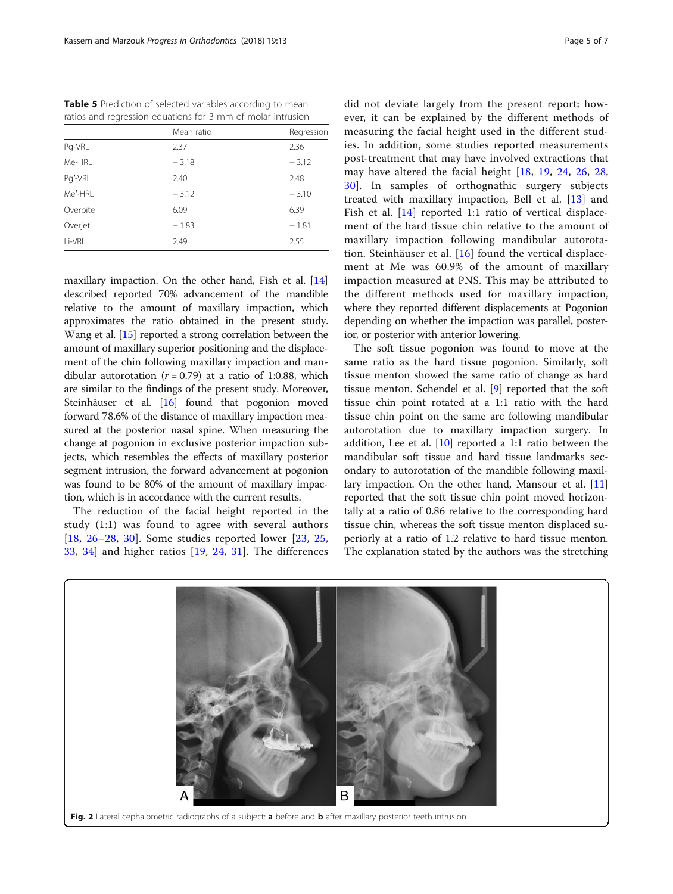**Table 5** Prediction of selected variables according to mean ratios and regression equations for 3 mm of molar intrusion

| | Mean ratio | Regression |
|---|---|---|
| Pg-VRL | 2.37 | 2.36 |
| Me-HRL | − 3.18 | − 3.12 |
| Pg′-VRL | 2.40 | 2.48 |
| Me′-HRL | − 3.12 | − 3.10 |
| Overbite | 6.09 | 6.39 |
| Overjet | − 1.83 | − 1.81 |
| Li-VRL | 2.49 | 2.55 |

maxillary impaction. On the other hand, Fish et al. [14] described reported 70% advancement of the mandible relative to the amount of maxillary impaction, which approximates the ratio obtained in the present study. Wang et al. [15] reported a strong correlation between the amount of maxillary superior positioning and the displacement of the chin following maxillary impaction and mandibular autorotation ($r = 0.79$) at a ratio of 1:0.88, which are similar to the findings of the present study. Moreover, Steinhäuser et al. [16] found that pogonion moved forward 78.6% of the distance of maxillary impaction measured at the posterior nasal spine. When measuring the change at pogonion in exclusive posterior impaction subjects, which resembles the effects of maxillary posterior segment intrusion, the forward advancement at pogonion was found to be 80% of the amount of maxillary impaction, which is in accordance with the current results.

The reduction of the facial height reported in the study (1:1) was found to agree with several authors [18, 26–28, 30]. Some studies reported lower [23, 25, 33, 34] and higher ratios [19, 24, 31]. The differences did not deviate largely from the present report; however, it can be explained by the different methods of measuring the facial height used in the different studies. In addition, some studies reported measurements post-treatment that may have involved extractions that may have altered the facial height [18, 19, 24, 26, 28, 30]. In samples of orthognathic surgery subjects treated with maxillary impaction, Bell et al. [13] and Fish et al. [14] reported 1:1 ratio of vertical displacement of the hard tissue chin relative to the amount of maxillary impaction following mandibular autorotation. Steinhäuser et al. [16] found the vertical displacement at Me was 60.9% of the amount of maxillary impaction measured at PNS. This may be attributed to the different methods used for maxillary impaction, where they reported different displacements at Pogonion depending on whether the impaction was parallel, posterior, or posterior with anterior lowering.

The soft tissue pogonion was found to move at the same ratio as the hard tissue pogonion. Similarly, soft tissue menton showed the same ratio of change as hard tissue menton. Schendel et al. [9] reported that the soft tissue chin point rotated at a 1:1 ratio with the hard tissue chin point on the same arc following mandibular autorotation due to maxillary impaction surgery. In addition, Lee et al. [10] reported a 1:1 ratio between the mandibular soft tissue and hard tissue landmarks secondary to autorotation of the mandible following maxillary impaction. On the other hand, Mansour et al. [11] reported that the soft tissue chin point moved horizontally at a ratio of 0.86 relative to the corresponding hard tissue chin, whereas the soft tissue menton displaced superiorly at a ratio of 1.2 relative to hard tissue menton. The explanation stated by the authors was the stretching

**Fig. 2** Lateral cephalometric radiographs of a subject: **a** before and **b** after maxillary posterior teeth intrusion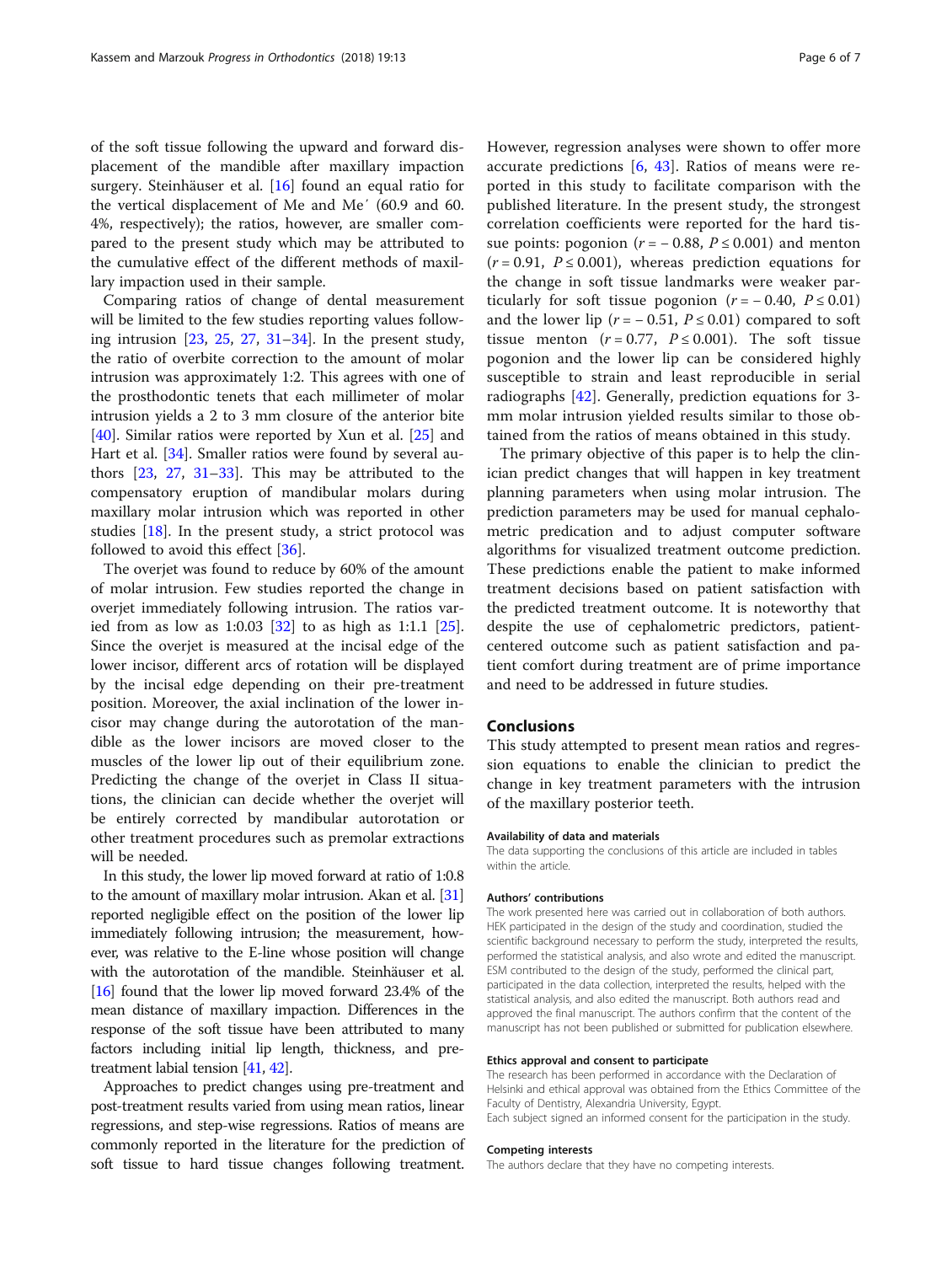of the soft tissue following the upward and forward displacement of the mandible after maxillary impaction surgery. Steinhäuser et al. [16] found an equal ratio for the vertical displacement of Me and Me′ (60.9 and 60.4%, respectively); the ratios, however, are smaller compared to the present study which may be attributed to the cumulative effect of the different methods of maxillary impaction used in their sample.

Comparing ratios of change of dental measurement will be limited to the few studies reporting values following intrusion [23, 25, 27, 31–34]. In the present study, the ratio of overbite correction to the amount of molar intrusion was approximately 1:2. This agrees with one of the prosthodontic tenets that each millimeter of molar intrusion yields a 2 to 3 mm closure of the anterior bite [40]. Similar ratios were reported by Xun et al. [25] and Hart et al. [34]. Smaller ratios were found by several authors [23, 27, 31–33]. This may be attributed to the compensatory eruption of mandibular molars during maxillary molar intrusion which was reported in other studies [18]. In the present study, a strict protocol was followed to avoid this effect [36].

The overjet was found to reduce by 60% of the amount of molar intrusion. Few studies reported the change in overjet immediately following intrusion. The ratios varied from as low as 1:0.03 [32] to as high as 1:1.1 [25]. Since the overjet is measured at the incisal edge of the lower incisor, different arcs of rotation will be displayed by the incisal edge depending on their pre-treatment position. Moreover, the axial inclination of the lower incisor may change during the autorotation of the mandible as the lower incisors are moved closer to the muscles of the lower lip out of their equilibrium zone. Predicting the change of the overjet in Class II situations, the clinician can decide whether the overjet will be entirely corrected by mandibular autorotation or other treatment procedures such as premolar extractions will be needed.

In this study, the lower lip moved forward at ratio of 1:0.8 to the amount of maxillary molar intrusion. Akan et al. [31] reported negligible effect on the position of the lower lip immediately following intrusion; the measurement, however, was relative to the E-line whose position will change with the autorotation of the mandible. Steinhäuser et al. [16] found that the lower lip moved forward 23.4% of the mean distance of maxillary impaction. Differences in the response of the soft tissue have been attributed to many factors including initial lip length, thickness, and pre-treatment labial tension [41, 42].

Approaches to predict changes using pre-treatment and post-treatment results varied from using mean ratios, linear regressions, and step-wise regressions. Ratios of means are commonly reported in the literature for the prediction of soft tissue to hard tissue changes following treatment. However, regression analyses were shown to offer more accurate predictions [6, 43]. Ratios of means were reported in this study to facilitate comparison with the published literature. In the present study, the strongest correlation coefficients were reported for the hard tissue points: pogonion ($r = -0.88$, $P \leq 0.001$) and menton ($r = 0.91$, $P \leq 0.001$), whereas prediction equations for the change in soft tissue landmarks were weaker particularly for soft tissue pogonion ($r = -0.40$, $P \leq 0.01$) and the lower lip ($r = -0.51$, $P \leq 0.01$) compared to soft tissue menton ($r = 0.77$, $P \leq 0.001$). The soft tissue pogonion and the lower lip can be considered highly susceptible to strain and least reproducible in serial radiographs [42]. Generally, prediction equations for 3-mm molar intrusion yielded results similar to those obtained from the ratios of means obtained in this study.

The primary objective of this paper is to help the clinician predict changes that will happen in key treatment planning parameters when using molar intrusion. The prediction parameters may be used for manual cephalometric predication and to adjust computer software algorithms for visualized treatment outcome prediction. These predictions enable the patient to make informed treatment decisions based on patient satisfaction with the predicted treatment outcome. It is noteworthy that despite the use of cephalometric predictors, patient-centered outcome such as patient satisfaction and patient comfort during treatment are of prime importance and need to be addressed in future studies.

## Conclusions

This study attempted to present mean ratios and regression equations to enable the clinician to predict the change in key treatment parameters with the intrusion of the maxillary posterior teeth.

#### Availability of data and materials

The data supporting the conclusions of this article are included in tables within the article.

#### Authors' contributions

The work presented here was carried out in collaboration of both authors. HEK participated in the design of the study and coordination, studied the scientific background necessary to perform the study, interpreted the results, performed the statistical analysis, and also wrote and edited the manuscript. ESM contributed to the design of the study, performed the clinical part, participated in the data collection, interpreted the results, helped with the statistical analysis, and also edited the manuscript. Both authors read and approved the final manuscript. The authors confirm that the content of the manuscript has not been published or submitted for publication elsewhere.

#### Ethics approval and consent to participate

The research has been performed in accordance with the Declaration of Helsinki and ethical approval was obtained from the Ethics Committee of the Faculty of Dentistry, Alexandria University, Egypt.
Each subject signed an informed consent for the participation in the study.

#### Competing interests

The authors declare that they have no competing interests.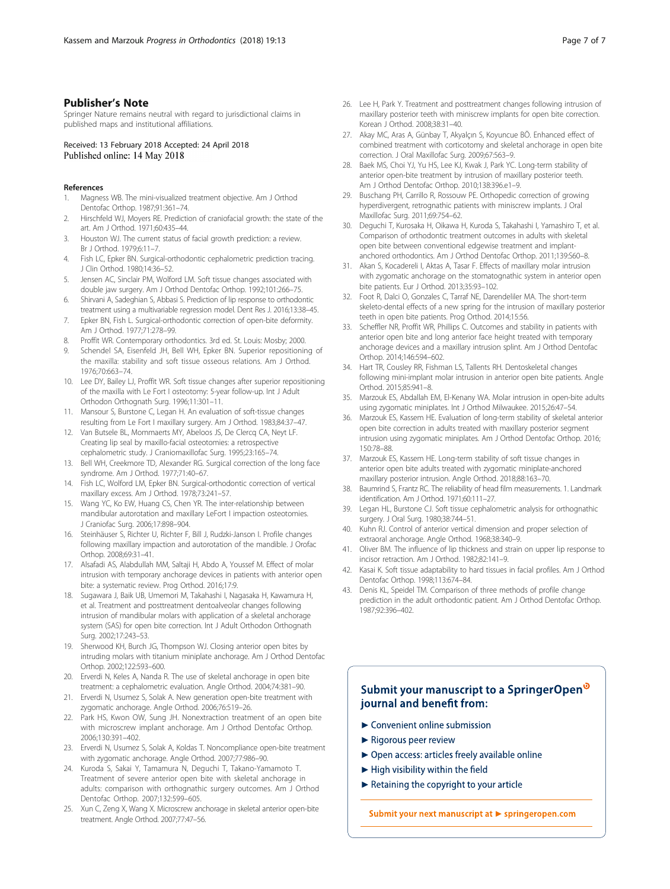## Publisher's Note

Springer Nature remains neutral with regard to jurisdictional claims in published maps and institutional affiliations.

Received: 13 February 2018 Accepted: 24 April 2018
Published online: 14 May 2018

### References

1. Magness WB. The mini-visualized treatment objective. Am J Orthod Dentofac Orthop. 1987;91:361–74.
2. Hirschfeld WJ, Moyers RE. Prediction of craniofacial growth: the state of the art. Am J Orthod. 1971;60:435–44.
3. Houston WJ. The current status of facial growth prediction: a review. Br J Orthod. 1979;6:11–7.
4. Fish LC, Epker BN. Surgical-orthodontic cephalometric prediction tracing. J Clin Orthod. 1980;14:36–52.
5. Jensen AC, Sinclair PM, Wolford LM. Soft tissue changes associated with double jaw surgery. Am J Orthod Dentofac Orthop. 1992;101:266–75.
6. Shirvani A, Sadeghian S, Abbasi S. Prediction of lip response to orthodontic treatment using a multivariable regression model. Dent Res J. 2016;13:38–45.
7. Epker BN, Fish L. Surgical-orthodontic correction of open-bite deformity. Am J Orthod. 1977;71:278–99.
8. Proffit WR. Contemporary orthodontics. 3rd ed. St. Louis: Mosby; 2000.
9. Schendel SA, Eisenfeld JH, Bell WH, Epker BN. Superior repositioning of the maxilla: stability and soft tissue osseous relations. Am J Orthod. 1976;70:663–74.
10. Lee DY, Bailey LJ, Proffit WR. Soft tissue changes after superior repositioning of the maxilla with Le Fort I osteotomy: 5-year follow-up. Int J Adult Orthodon Orthognath Surg. 1996;11:301–11.
11. Mansour S, Burstone C, Legan H. An evaluation of soft-tissue changes resulting from Le Fort I maxillary surgery. Am J Orthod. 1983;84:37–47.
12. Van Butsele BL, Mommaerts MY, Abeloos JS, De Clercq CA, Neyt LF. Creating lip seal by maxillo-facial osteotomies: a retrospective cephalometric study. J Craniomaxillofac Surg. 1995;23:165–74.
13. Bell WH, Creekmore TD, Alexander RG. Surgical correction of the long face syndrome. Am J Orthod. 1977;71:40–67.
14. Fish LC, Wolford LM, Epker BN. Surgical-orthodontic correction of vertical maxillary excess. Am J Orthod. 1978;73:241–57.
15. Wang YC, Ko EW, Huang CS, Chen YR. The inter-relationship between mandibular autorotation and maxillary LeFort I impaction osteotomies. J Craniofac Surg. 2006;17:898–904.
16. Steinhäuser S, Richter U, Richter F, Bill J, Rudzki-Janson I. Profile changes following maxillary impaction and autorotation of the mandible. J Orofac Orthop. 2008;69:31–41.
17. Alsafadi AS, Alabdullah MM, Saltaji H, Abdo A, Youssef M. Effect of molar intrusion with temporary anchorage devices in patients with anterior open bite: a systematic review. Prog Orthod. 2016;17:9.
18. Sugawara J, Baik UB, Umemori M, Takahashi I, Nagasaka H, Kawamura H, et al. Treatment and posttreatment dentoalveolar changes following intrusion of mandibular molars with application of a skeletal anchorage system (SAS) for open bite correction. Int J Adult Orthodon Orthognath Surg. 2002;17:243–53.
19. Sherwood KH, Burch JG, Thompson WJ. Closing anterior open bites by intruding molars with titanium miniplate anchorage. Am J Orthod Dentofac Orthop. 2002;122:593–600.
20. Erverdi N, Keles A, Nanda R. The use of skeletal anchorage in open bite treatment: a cephalometric evaluation. Angle Orthod. 2004;74:381–90.
21. Erverdi N, Usumez S, Solak A. New generation open-bite treatment with zygomatic anchorage. Angle Orthod. 2006;76:519–26.
22. Park HS, Kwon OW, Sung JH. Nonextraction treatment of an open bite with microscrew implant anchorage. Am J Orthod Dentofac Orthop. 2006;130:391–402.
23. Erverdi N, Usumez S, Solak A, Koldas T. Noncompliance open-bite treatment with zygomatic anchorage. Angle Orthod. 2007;77:986–90.
24. Kuroda S, Sakai Y, Tamamura N, Deguchi T, Takano-Yamamoto T. Treatment of severe anterior open bite with skeletal anchorage in adults: comparison with orthognathic surgery outcomes. Am J Orthod Dentofac Orthop. 2007;132:599–605.
25. Xun C, Zeng X, Wang X. Microscrew anchorage in skeletal anterior open-bite treatment. Angle Orthod. 2007;77:47–56.
26. Lee H, Park Y. Treatment and posttreatment changes following intrusion of maxillary posterior teeth with miniscrew implants for open bite correction. Korean J Orthod. 2008;38:31–40.
27. Akay MC, Aras A, Günbay T, Akyalçın S, Koyuncue BÖ. Enhanced effect of combined treatment with corticotomy and skeletal anchorage in open bite correction. J Oral Maxillofac Surg. 2009;67:563–9.
28. Baek MS, Choi YJ, Yu HS, Lee KJ, Kwak J, Park YC. Long-term stability of anterior open-bite treatment by intrusion of maxillary posterior teeth. Am J Orthod Dentofac Orthop. 2010;138:396.e1–9.
29. Buschang PH, Carrillo R, Rossouw PE. Orthopedic correction of growing hyperdivergent, retrognathic patients with miniscrew implants. J Oral Maxillofac Surg. 2011;69:754–62.
30. Deguchi T, Kurosaka H, Oikawa H, Kuroda S, Takahashi I, Yamashiro T, et al. Comparison of orthodontic treatment outcomes in adults with skeletal open bite between conventional edgewise treatment and implant-anchored orthodontics. Am J Orthod Dentofac Orthop. 2011;139:S60–8.
31. Akan S, Kocadereli I, Aktas A, Tasar F. Effects of maxillary molar intrusion with zygomatic anchorage on the stomatognathic system in anterior open bite patients. Eur J Orthod. 2013;35:93–102.
32. Foot R, Dalci O, Gonzales C, Tarraf NE, Darendeliler MA. The short-term skeleto-dental effects of a new spring for the intrusion of maxillary posterior teeth in open bite patients. Prog Orthod. 2014;15:56.
33. Scheffler NR, Proffit WR, Phillips C. Outcomes and stability in patients with anterior open bite and long anterior face height treated with temporary anchorage devices and a maxillary intrusion splint. Am J Orthod Dentofac Orthop. 2014;146:594–602.
34. Hart TR, Cousley RR, Fishman LS, Tallents RH. Dentoskeletal changes following mini-implant molar intrusion in anterior open bite patients. Angle Orthod. 2015;85:941–8.
35. Marzouk ES, Abdallah EM, El-Kenany WA. Molar intrusion in open-bite adults using zygomatic miniplates. Int J Orthod Milwaukee. 2015;26:47–54.
36. Marzouk ES, Kassem HE. Evaluation of long-term stability of skeletal anterior open bite correction in adults treated with maxillary posterior segment intrusion using zygomatic miniplates. Am J Orthod Dentofac Orthop. 2016; 150:78–88.
37. Marzouk ES, Kassem HE. Long-term stability of soft tissue changes in anterior open bite adults treated with zygomatic miniplate-anchored maxillary posterior intrusion. Angle Orthod. 2018;88:163–70.
38. Baumrind S, Frantz RC. The reliability of head film measurements. 1. Landmark identification. Am J Orthod. 1971;60:111–27.
39. Legan HL, Burstone CJ. Soft tissue cephalometric analysis for orthognathic surgery. J Oral Surg. 1980;38:744–51.
40. Kuhn RJ. Control of anterior vertical dimension and proper selection of extraoral anchorage. Angle Orthod. 1968;38:340–9.
41. Oliver BM. The influence of lip thickness and strain on upper lip response to incisor retraction. Am J Orthod. 1982;82:141–9.
42. Kasai K. Soft tissue adaptability to hard tissues in facial profiles. Am J Orthod Dentofac Orthop. 1998;113:674–84.
43. Denis KL, Speidel TM. Comparison of three methods of profile change prediction in the adult orthodontic patient. Am J Orthod Dentofac Orthop. 1987;92:396–402.

**Submit your manuscript to a SpringerOpen journal and benefit from:**

- ► Convenient online submission
- ► Rigorous peer review
- ► Open access: articles freely available online
- ► High visibility within the field
- ► Retaining the copyright to your article

Submit your next manuscript at ► springeropen.com